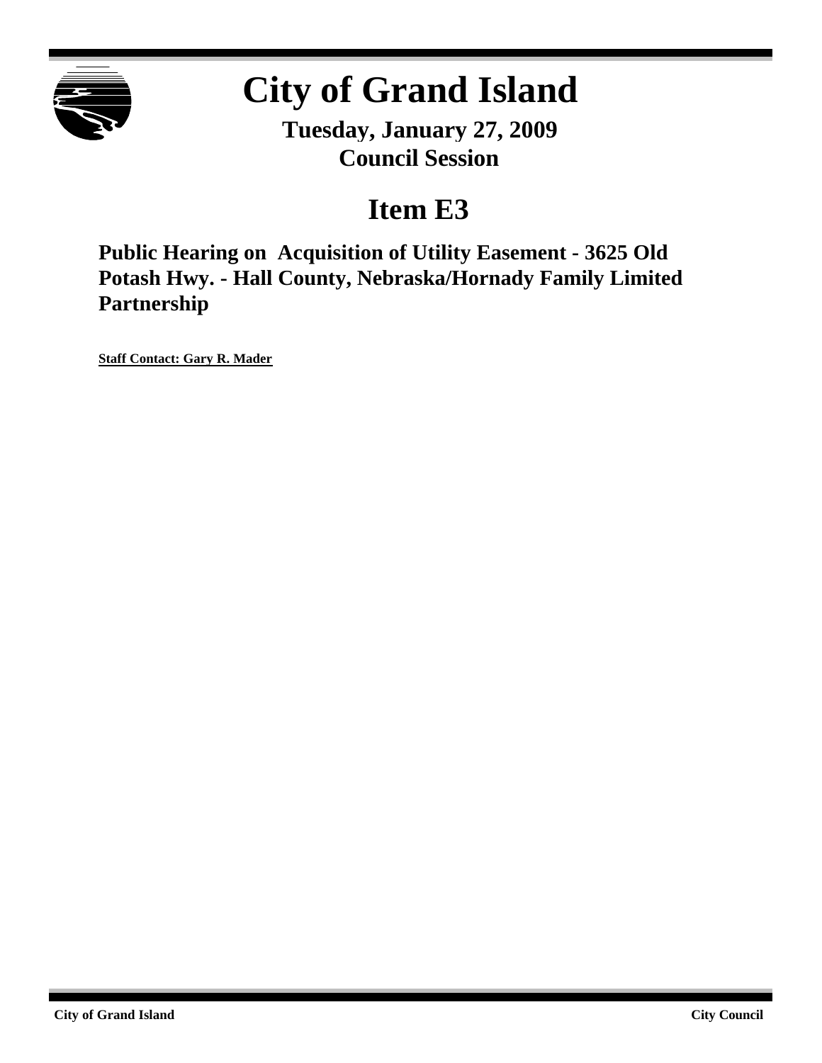# City of Grand Island

**Tuesday, January 27, 2009**
**Council Session**

## Item E3

### Public Hearing on Acquisition of Utility Easement - 3625 Old Potash Hwy. - Hall County, Nebraska/Hornady Family Limited Partnership

**Staff Contact: Gary R. Mader**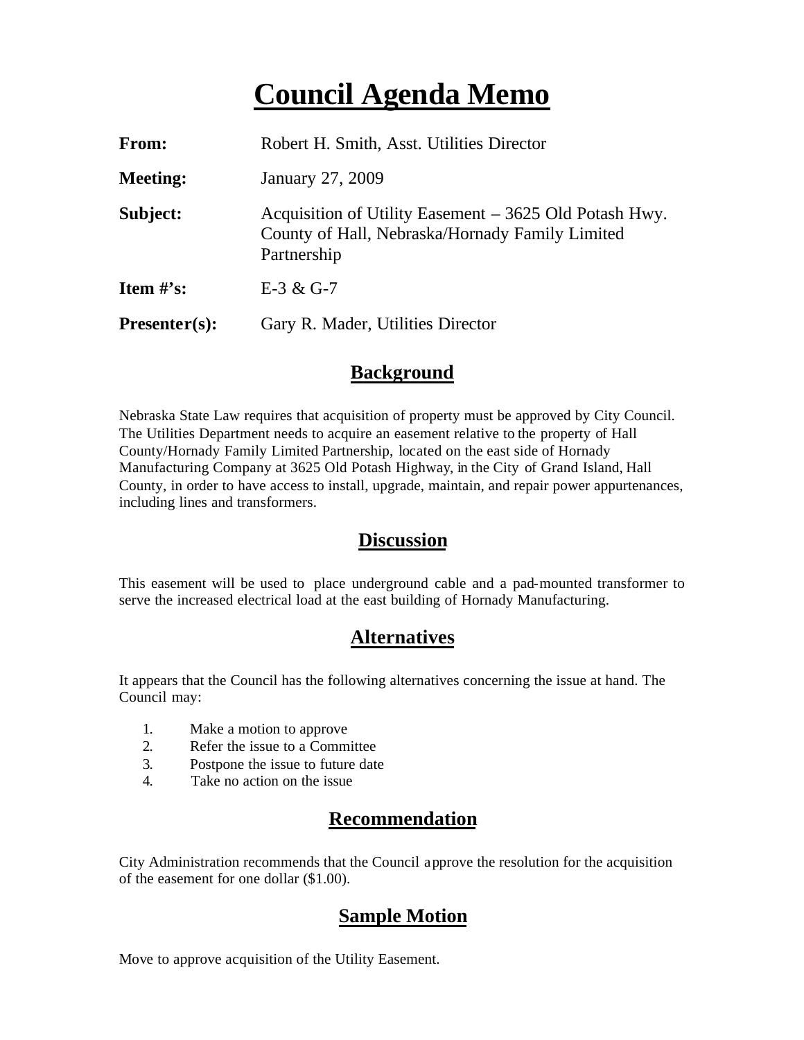# Council Agenda Memo

**From:** Robert H. Smith, Asst. Utilities Director

**Meeting:** January 27, 2009

**Subject:** Acquisition of Utility Easement – 3625 Old Potash Hwy. County of Hall, Nebraska/Hornady Family Limited Partnership

**Item #'s:** E-3 & G-7

**Presenter(s):** Gary R. Mader, Utilities Director

## Background

Nebraska State Law requires that acquisition of property must be approved by City Council. The Utilities Department needs to acquire an easement relative to the property of Hall County/Hornady Family Limited Partnership, located on the east side of Hornady Manufacturing Company at 3625 Old Potash Highway, in the City of Grand Island, Hall County, in order to have access to install, upgrade, maintain, and repair power appurtenances, including lines and transformers.

## Discussion

This easement will be used to place underground cable and a pad-mounted transformer to serve the increased electrical load at the east building of Hornady Manufacturing.

## Alternatives

It appears that the Council has the following alternatives concerning the issue at hand. The Council may:

1. Make a motion to approve
2. Refer the issue to a Committee
3. Postpone the issue to future date
4. Take no action on the issue

## Recommendation

City Administration recommends that the Council approve the resolution for the acquisition of the easement for one dollar ($1.00).

## Sample Motion

Move to approve acquisition of the Utility Easement.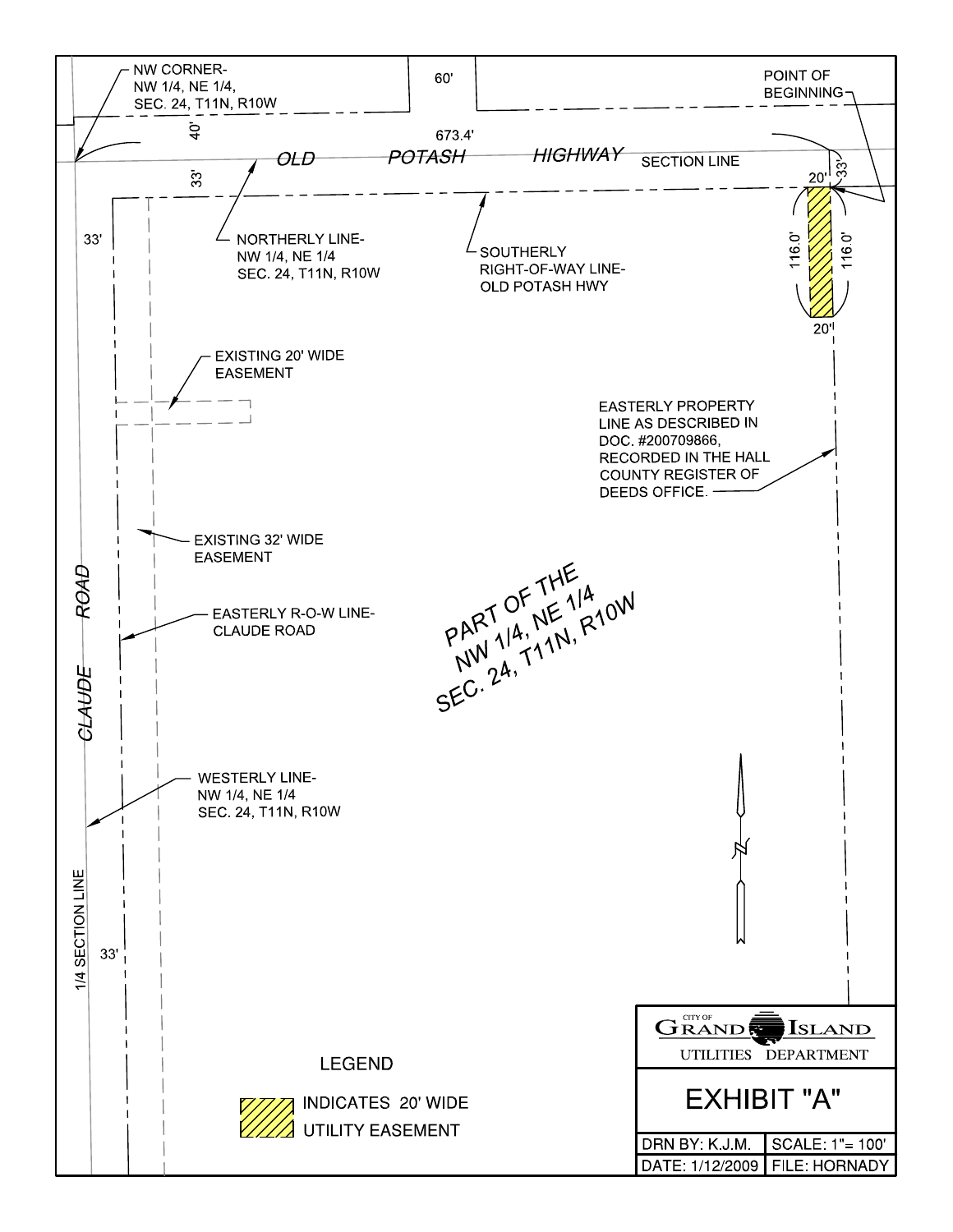NW CORNER-
NW 1/4, NE 1/4,
SEC. 24, T11N, R10W

60'

POINT OF
BEGINNING

40'

673.4'

OLD POTASH HIGHWAY

SECTION LINE

33'

20'

33'

33'

NORTHERLY LINE-
NW 1/4, NE 1/4
SEC. 24, T11N, R10W

SOUTHERLY
RIGHT-OF-WAY LINE-
OLD POTASH HWY

116.0'

116.0'

20'

EXISTING 20' WIDE
EASEMENT

EASTERLY PROPERTY
LINE AS DESCRIBED IN
DOC. #200709866,
RECORDED IN THE HALL
COUNTY REGISTER OF
DEEDS OFFICE.

EXISTING 32' WIDE
EASEMENT

EASTERLY R-O-W LINE-
CLAUDE ROAD

CLAUDE ROAD

PART OF THE
NW 1/4, NE 1/4
SEC. 24, T11N, R10W

WESTERLY LINE-
NW 1/4, NE 1/4
SEC. 24, T11N, R10W

N

1/4 SECTION LINE

33'

LEGEND

INDICATES 20' WIDE
UTILITY EASEMENT

CITY OF GRAND ISLAND
UTILITIES DEPARTMENT

# EXHIBIT "A"

| | |
|---|---|
| DRN BY: K.J.M. | SCALE: 1"= 100' |
| DATE: 1/12/2009 | FILE: HORNADY |